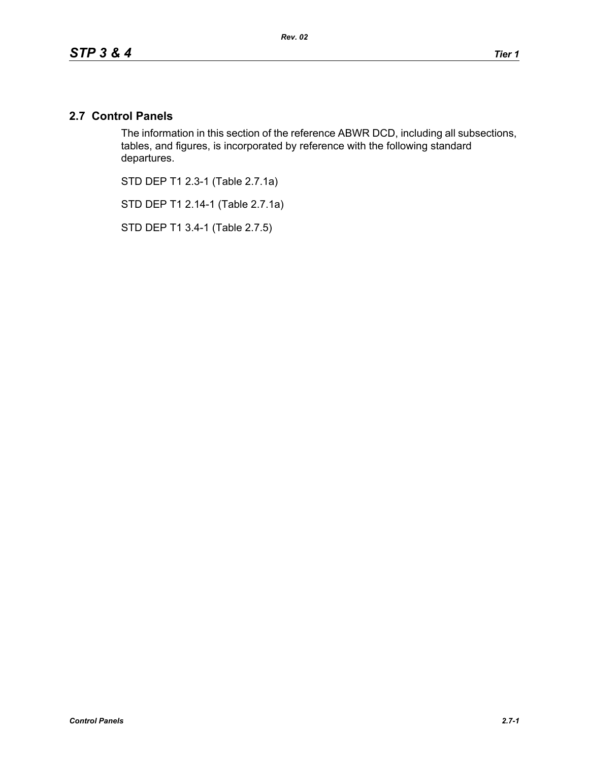## 2.7 Control Panels

The information in this section of the reference ABWR DCD, including all subsections, tables, and figures, is incorporated by reference with the following standard departures.

STD DEP T1 2.3-1 (Table 2.7.1a)

STD DEP T1 2.14-1 (Table 2.7.1a)

STD DEP T1 3.4-1 (Table 2.7.5)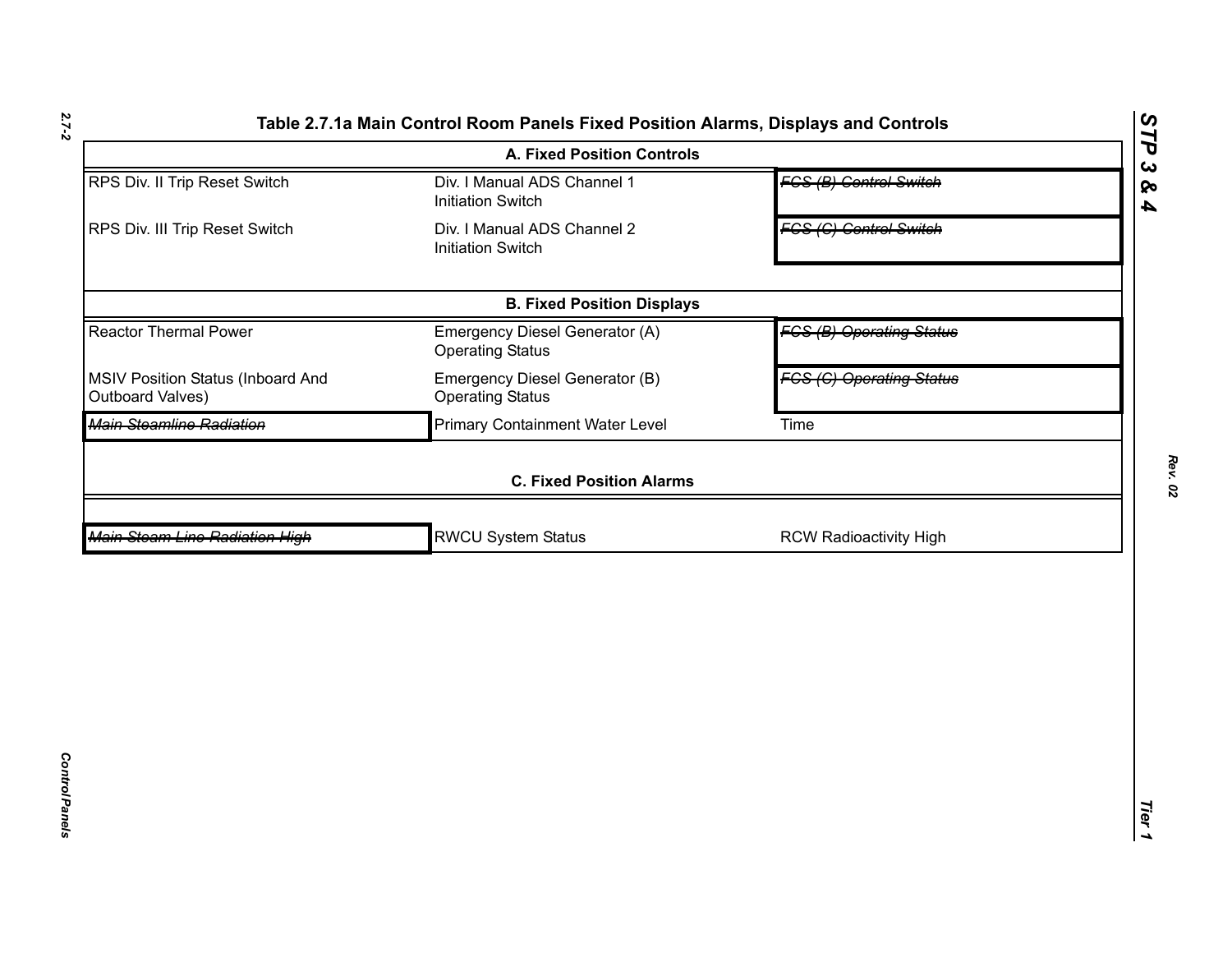### Table 2.7.1a Main Control Room Panels Fixed Position Alarms, Displays and Controls

| A. Fixed Position Controls | | |
|---|---|---|
| RPS Div. II Trip Reset Switch | Div. I Manual ADS Channel 1 Initiation Switch | ~~FCS (B) Control Switch~~ |
| RPS Div. III Trip Reset Switch | Div. I Manual ADS Channel 2 Initiation Switch | ~~FCS (C) Control Switch~~ |
| **B. Fixed Position Displays** | | |
| Reactor Thermal Power | Emergency Diesel Generator (A) Operating Status | ~~FCS (B) Operating Status~~ |
| MSIV Position Status (Inboard And Outboard Valves) | Emergency Diesel Generator (B) Operating Status | ~~FCS (C) Operating Status~~ |
| ~~*Main Steamline Radiation*~~ | Primary Containment Water Level | Time |
| **C. Fixed Position Alarms** | | |
| ~~*Main Steam Line Radiation High*~~ | RWCU System Status | RCW Radioactivity High |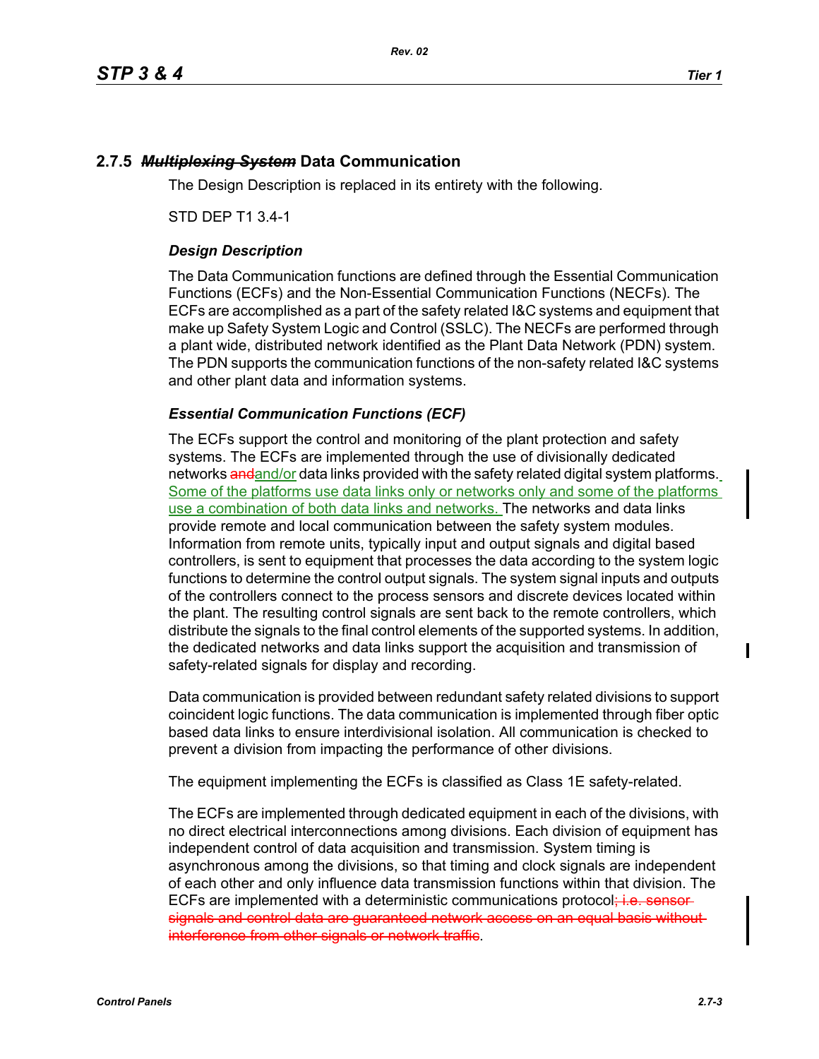## 2.7.5 ~~*Multiplexing System*~~ Data Communication

The Design Description is replaced in its entirety with the following.

STD DEP T1 3.4-1

### *Design Description*

The Data Communication functions are defined through the Essential Communication Functions (ECFs) and the Non-Essential Communication Functions (NECFs). The ECFs are accomplished as a part of the safety related I&C systems and equipment that make up Safety System Logic and Control (SSLC). The NECFs are performed through a plant wide, distributed network identified as the Plant Data Network (PDN) system. The PDN supports the communication functions of the non-safety related I&C systems and other plant data and information systems.

### *Essential Communication Functions (ECF)*

The ECFs support the control and monitoring of the plant protection and safety systems. The ECFs are implemented through the use of divisionally dedicated networks ~~and~~and/or data links provided with the safety related digital system platforms. Some of the platforms use data links only or networks only and some of the platforms use a combination of both data links and networks. The networks and data links provide remote and local communication between the safety system modules. Information from remote units, typically input and output signals and digital based controllers, is sent to equipment that processes the data according to the system logic functions to determine the control output signals. The system signal inputs and outputs of the controllers connect to the process sensors and discrete devices located within the plant. The resulting control signals are sent back to the remote controllers, which distribute the signals to the final control elements of the supported systems. In addition, the dedicated networks and data links support the acquisition and transmission of safety-related signals for display and recording.

Data communication is provided between redundant safety related divisions to support coincident logic functions. The data communication is implemented through fiber optic based data links to ensure interdivisional isolation. All communication is checked to prevent a division from impacting the performance of other divisions.

The equipment implementing the ECFs is classified as Class 1E safety-related.

The ECFs are implemented through dedicated equipment in each of the divisions, with no direct electrical interconnections among divisions. Each division of equipment has independent control of data acquisition and transmission. System timing is asynchronous among the divisions, so that timing and clock signals are independent of each other and only influence data transmission functions within that division. The ECFs are implemented with a deterministic communications protocol~~; i.e. sensor signals and control data are guaranteed network access on an equal basis without interference from other signals or network traffic~~.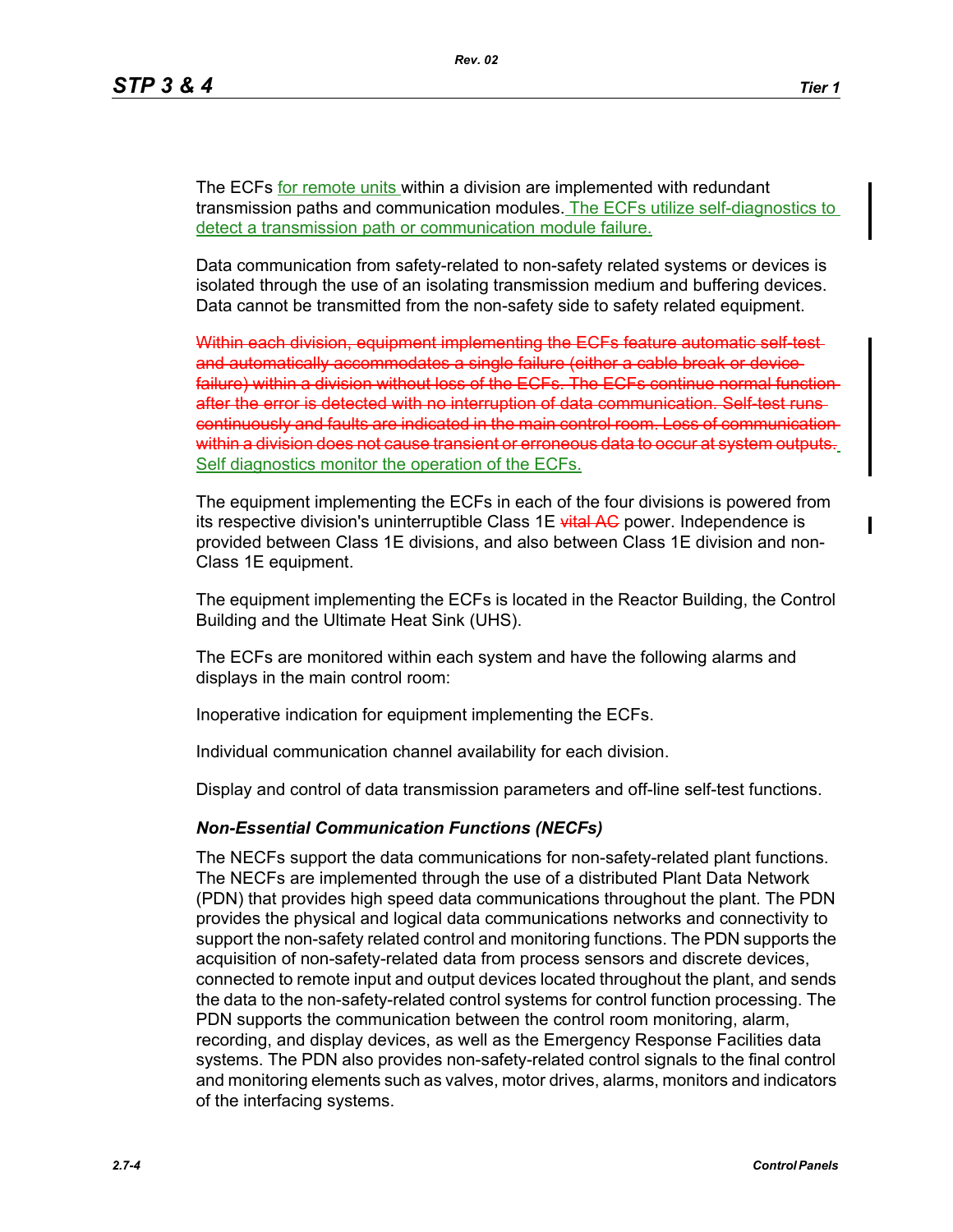The ECFs for remote units within a division are implemented with redundant transmission paths and communication modules. The ECFs utilize self-diagnostics to detect a transmission path or communication module failure.

Data communication from safety-related to non-safety related systems or devices is isolated through the use of an isolating transmission medium and buffering devices. Data cannot be transmitted from the non-safety side to safety related equipment.

~~Within each division, equipment implementing the ECFs feature automatic self-test and automatically accommodates a single failure (either a cable break or device failure) within a division without loss of the ECFs. The ECFs continue normal function after the error is detected with no interruption of data communication. Self-test runs continuously and faults are indicated in the main control room. Loss of communication within a division does not cause transient or erroneous data to occur at system outputs.~~ Self diagnostics monitor the operation of the ECFs.

The equipment implementing the ECFs in each of the four divisions is powered from its respective division's uninterruptible Class 1E ~~vital AC~~ power. Independence is provided between Class 1E divisions, and also between Class 1E division and non-Class 1E equipment.

The equipment implementing the ECFs is located in the Reactor Building, the Control Building and the Ultimate Heat Sink (UHS).

The ECFs are monitored within each system and have the following alarms and displays in the main control room:

Inoperative indication for equipment implementing the ECFs.

Individual communication channel availability for each division.

Display and control of data transmission parameters and off-line self-test functions.

***Non-Essential Communication Functions (NECFs)***

The NECFs support the data communications for non-safety-related plant functions. The NECFs are implemented through the use of a distributed Plant Data Network (PDN) that provides high speed data communications throughout the plant. The PDN provides the physical and logical data communications networks and connectivity to support the non-safety related control and monitoring functions. The PDN supports the acquisition of non-safety-related data from process sensors and discrete devices, connected to remote input and output devices located throughout the plant, and sends the data to the non-safety-related control systems for control function processing. The PDN supports the communication between the control room monitoring, alarm, recording, and display devices, as well as the Emergency Response Facilities data systems. The PDN also provides non-safety-related control signals to the final control and monitoring elements such as valves, motor drives, alarms, monitors and indicators of the interfacing systems.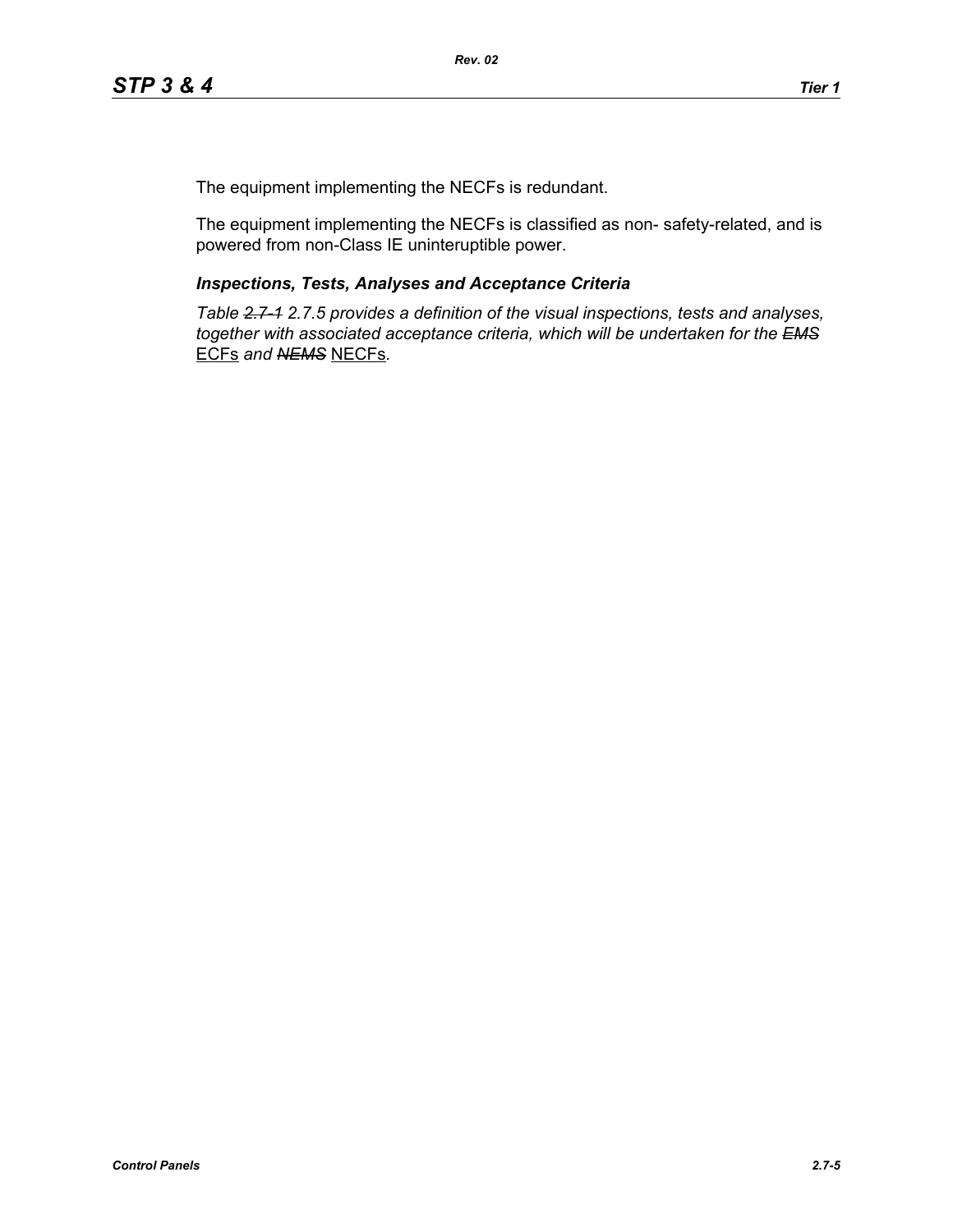The equipment implementing the NECFs is redundant.

The equipment implementing the NECFs is classified as non- safety-related, and is powered from non-Class IE uninteruptible power.

### *Inspections, Tests, Analyses and Acceptance Criteria*

*Table ~~2.7-1~~ 2.7.5 provides a definition of the visual inspections, tests and analyses, together with associated acceptance criteria, which will be undertaken for the ~~EMS~~* <u>ECFs</u> *and ~~NEMS~~* <u>NECFs</u>*.*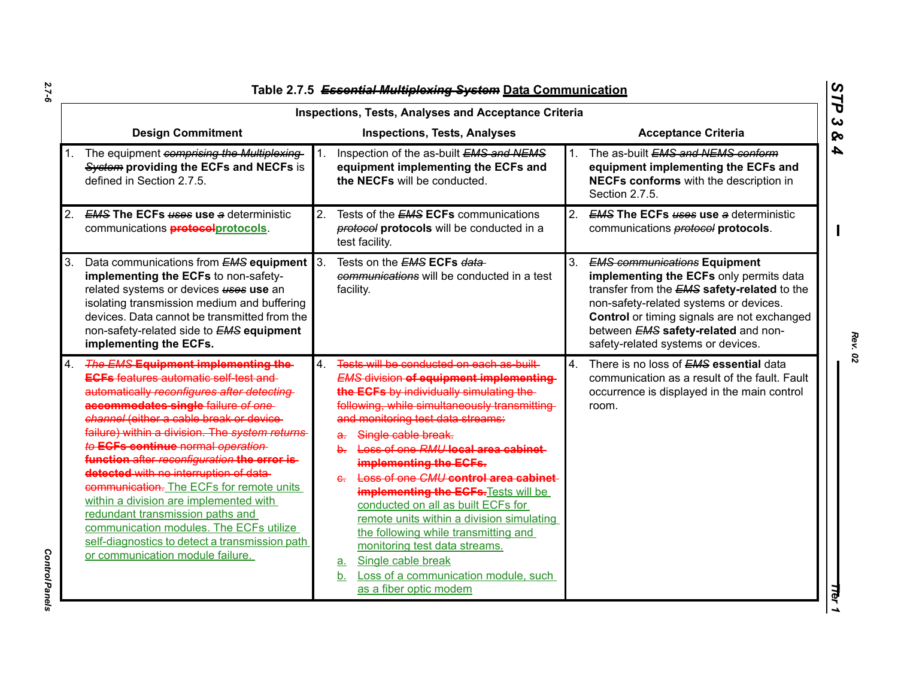## Table 2.7.5 ~~Essential Multiplexing System~~ Data Communication

| Inspections, Tests, Analyses and Acceptance Criteria | | |
|---|---|---|
| **Design Commitment** | **Inspections, Tests, Analyses** | **Acceptance Criteria** |
| 1. The equipment ~~comprising the Multiplexing System~~ **providing the ECFs and NECFs** is defined in Section 2.7.5. | 1. Inspection of the as-built ~~EMS and NEMS~~ **equipment implementing the ECFs and the NECFs** will be conducted. | 1. The as-built ~~EMS and NEMS conform~~ **equipment implementing the ECFs and NECFs conforms** with the description in Section 2.7.5. |
| 2. ~~EMS~~ **The ECFs** ~~uses~~ **use** ~~a~~ deterministic communications ~~protocol~~protocols. | 2. Tests of the ~~EMS~~ **ECFs** communications ~~protocol~~ **protocols** will be conducted in a test facility. | 2. ~~EMS~~ **The ECFs** ~~uses~~ **use** ~~a~~ deterministic communications ~~protocol~~ **protocols**. |
| 3. Data communications from ~~EMS~~ **equipment implementing the ECFs** to non-safety-related systems or devices ~~uses~~ **use** an isolating transmission medium and buffering devices. Data cannot be transmitted from the non-safety-related side to ~~EMS~~ **equipment implementing the ECFs.** | 3. Tests on the ~~EMS~~ **ECFs** ~~data communications~~ will be conducted in a test facility. | 3. ~~EMS communications~~ **Equipment implementing the ECFs** only permits data transfer from the ~~EMS~~ **safety-related** to the non-safety-related systems or devices. **Control** or timing signals are not exchanged between ~~EMS~~ **safety-related** and non-safety-related systems or devices. |
| 4. ~~The EMS **Equipment implementing the ECFs** features automatic self-test and automatically reconfigures after detecting **accommodates single** failure of one channel (either a cable break or device failure) within a division. The system returns to **ECFs continue** normal operation **function** after reconfiguration **the error is detected** with no interruption of data communication.~~ The ECFs for remote units within a division are implemented with redundant transmission paths and communication modules. The ECFs utilize self-diagnostics to detect a transmission path or communication module failure. | 4. ~~Tests will be conducted on each as-built EMS division **of equipment implementing the ECFs** by individually simulating the following, while simultaneously transmitting and monitoring test data streams:~~ <br> ~~a. Single cable break.~~ <br> ~~b. Loss of one RMU **local area cabinet implementing the ECFs.**~~ <br> ~~c. Loss of one CMU **control area cabinet implementing the ECFs.**~~ Tests will be conducted on all as built ECFs for remote units within a division simulating the following while transmitting and monitoring test data streams. <br> a. Single cable break <br> b. Loss of a communication module, such as a fiber optic modem | 4. There is no loss of ~~EMS~~ **essential** data communication as a result of the fault. Fault occurrence is displayed in the main control room. |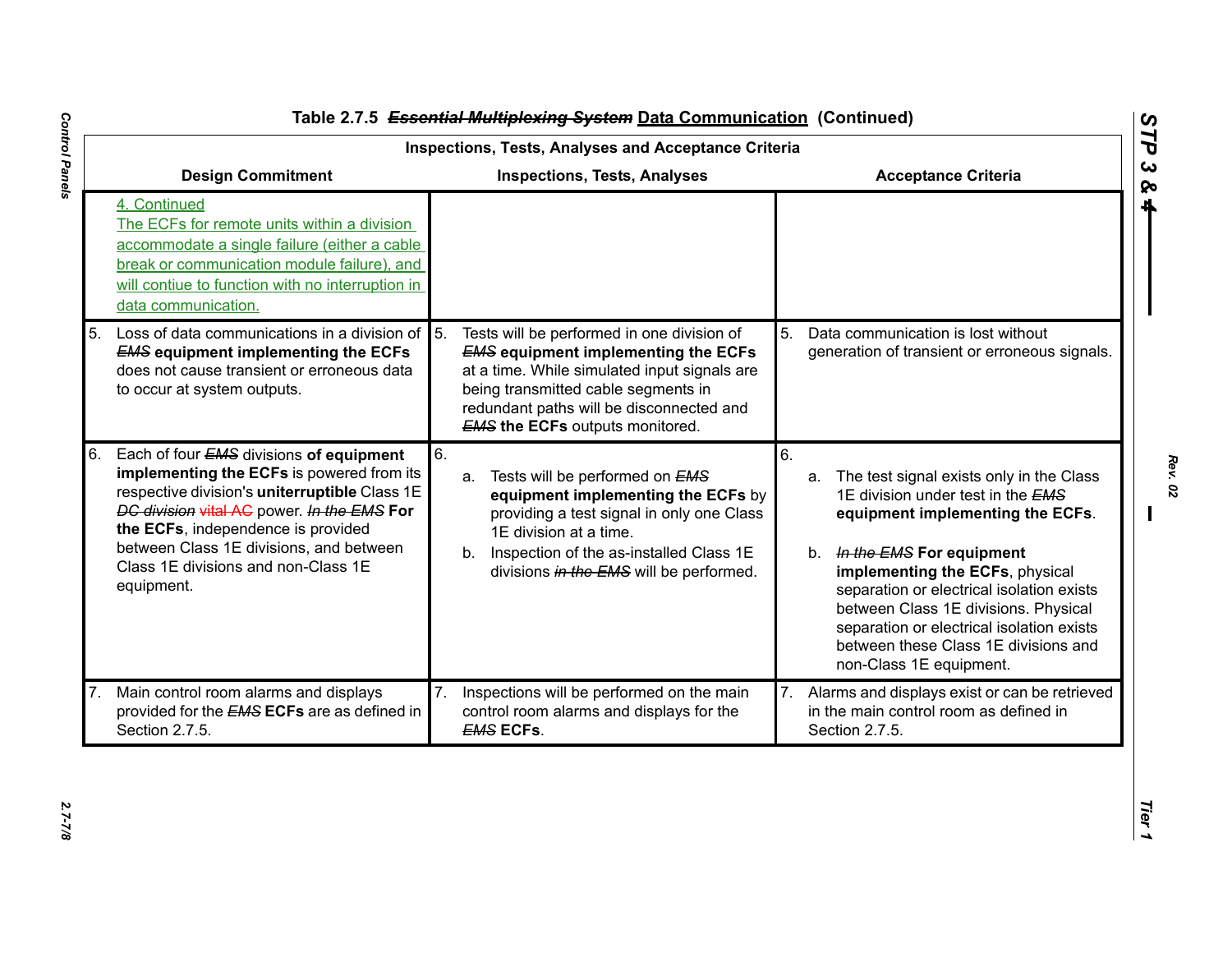Table 2.7.5 ~~*Essential Multiplexing System*~~ Data Communication (Continued)

| Inspections, Tests, Analyses and Acceptance Criteria | | |
|---|---|---|
| **Design Commitment** | **Inspections, Tests, Analyses** | **Acceptance Criteria** |
| 4. Continued<br>The ECFs for remote units within a division accommodate a single failure (either a cable break or communication module failure), and will contiue to function with no interruption in data communication. | | |
| 5. Loss of data communications in a division of ~~*EMS*~~ **equipment implementing the ECFs** does not cause transient or erroneous data to occur at system outputs. | 5. Tests will be performed in one division of ~~*EMS*~~ **equipment implementing the ECFs** at a time. While simulated input signals are being transmitted cable segments in redundant paths will be disconnected and ~~*EMS*~~ **the ECFs** outputs monitored. | 5. Data communication is lost without generation of transient or erroneous signals. |
| 6. Each of four ~~*EMS*~~ divisions **of equipment implementing the ECFs** is powered from its respective division's **uniterruptible** Class 1E ~~*DC division*~~ ~~vital AC~~ power. ~~*In the EMS*~~ **For the ECFs**, independence is provided between Class 1E divisions, and between Class 1E divisions and non-Class 1E equipment. | 6.<br>a. Tests will be performed on ~~*EMS*~~ **equipment implementing the ECFs** by providing a test signal in only one Class 1E division at a time.<br>b. Inspection of the as-installed Class 1E divisions ~~*in the EMS*~~ will be performed. | 6.<br>a. The test signal exists only in the Class 1E division under test in the ~~*EMS*~~ **equipment implementing the ECFs**.<br>b. ~~*In the EMS*~~ **For equipment implementing the ECFs**, physical separation or electrical isolation exists between Class 1E divisions. Physical separation or electrical isolation exists between these Class 1E divisions and non-Class 1E equipment. |
| 7. Main control room alarms and displays provided for the ~~*EMS*~~ **ECFs** are as defined in Section 2.7.5. | 7. Inspections will be performed on the main control room alarms and displays for the ~~*EMS*~~ **ECFs**. | 7. Alarms and displays exist or can be retrieved in the main control room as defined in Section 2.7.5. |